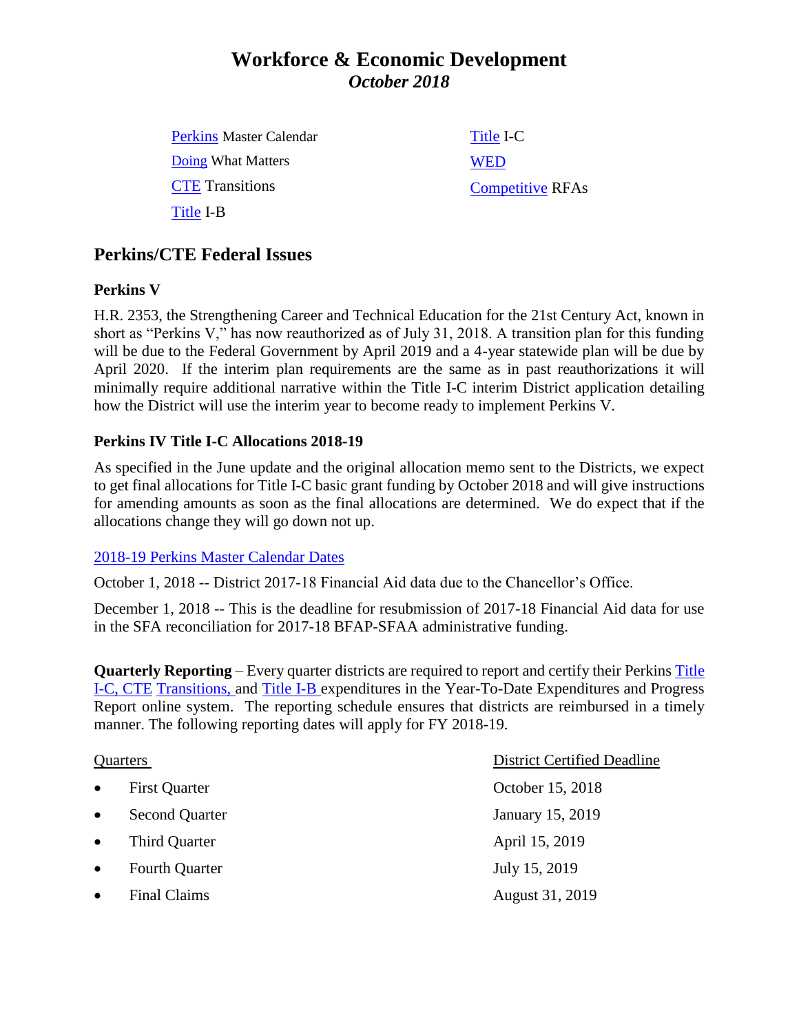# Workforce & Economic Development
## *October 2018*

Perkins Master Calendar

Doing What Matters

CTE Transitions

Title I-B

Title I-C

WED

Competitive RFAs

## Perkins/CTE Federal Issues

### Perkins V

H.R. 2353, the Strengthening Career and Technical Education for the 21st Century Act, known in short as "Perkins V," has now reauthorized as of July 31, 2018. A transition plan for this funding will be due to the Federal Government by April 2019 and a 4-year statewide plan will be due by April 2020. If the interim plan requirements are the same as in past reauthorizations it will minimally require additional narrative within the Title I-C interim District application detailing how the District will use the interim year to become ready to implement Perkins V.

### Perkins IV Title I-C Allocations 2018-19

As specified in the June update and the original allocation memo sent to the Districts, we expect to get final allocations for Title I-C basic grant funding by October 2018 and will give instructions for amending amounts as soon as the final allocations are determined. We do expect that if the allocations change they will go down not up.

2018-19 Perkins Master Calendar Dates

October 1, 2018 -- District 2017-18 Financial Aid data due to the Chancellor's Office.

December 1, 2018 -- This is the deadline for resubmission of 2017-18 Financial Aid data for use in the SFA reconciliation for 2017-18 BFAP-SFAA administrative funding.

**Quarterly Reporting** – Every quarter districts are required to report and certify their Perkins Title I-C, CTE Transitions, and Title I-B expenditures in the Year-To-Date Expenditures and Progress Report online system. The reporting schedule ensures that districts are reimbursed in a timely manner. The following reporting dates will apply for FY 2018-19.

| Quarters | District Certified Deadline |
|---|---|
| • First Quarter | October 15, 2018 |
| • Second Quarter | January 15, 2019 |
| • Third Quarter | April 15, 2019 |
| • Fourth Quarter | July 15, 2019 |
| • Final Claims | August 31, 2019 |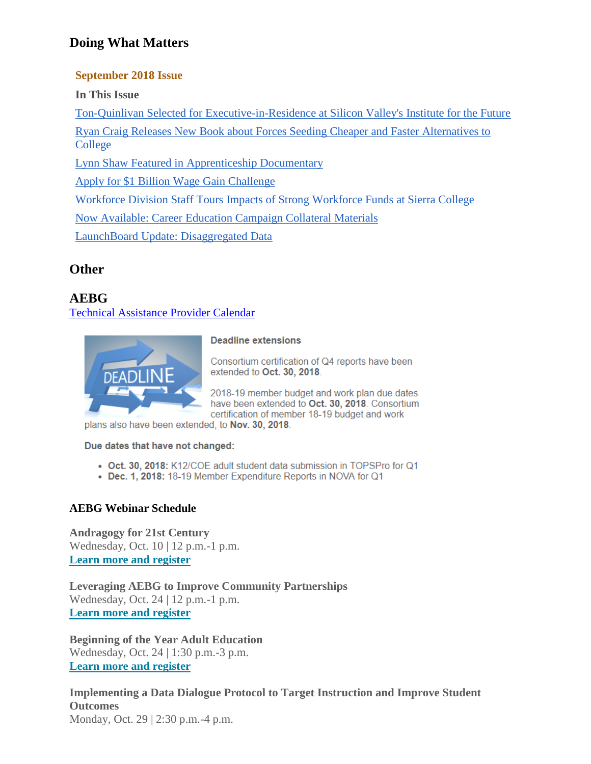## Doing What Matters

**September 2018 Issue**

**In This Issue**

[Ton-Quinlivan Selected for Executive-in-Residence at Silicon Valley's Institute for the Future]

[Ryan Craig Releases New Book about Forces Seeding Cheaper and Faster Alternatives to College]

[Lynn Shaw Featured in Apprenticeship Documentary]

[Apply for $1 Billion Wage Gain Challenge]

[Workforce Division Staff Tours Impacts of Strong Workforce Funds at Sierra College]

[Now Available: Career Education Campaign Collateral Materials]

[LaunchBoard Update: Disaggregated Data]

## Other

## AEBG

[Technical Assistance Provider Calendar]

**Deadline extensions**

Consortium certification of Q4 reports have been extended to **Oct. 30, 2018**.

2018-19 member budget and work plan due dates have been extended to **Oct. 30, 2018**. Consortium certification of member 18-19 budget and work plans also have been extended, to **Nov. 30, 2018**.

**Due dates that have not changed:**

- **Oct. 30, 2018:** K12/COE adult student data submission in TOPSPro for Q1
- **Dec. 1, 2018:** 18-19 Member Expenditure Reports in NOVA for Q1

### AEBG Webinar Schedule

**Andragogy for 21st Century**
Wednesday, Oct. 10 | 12 p.m.-1 p.m.
**[Learn more and register]**

**Leveraging AEBG to Improve Community Partnerships**
Wednesday, Oct. 24 | 12 p.m.-1 p.m.
**[Learn more and register]**

**Beginning of the Year Adult Education**
Wednesday, Oct. 24 | 1:30 p.m.-3 p.m.
**[Learn more and register]**

**Implementing a Data Dialogue Protocol to Target Instruction and Improve Student Outcomes**
Monday, Oct. 29 | 2:30 p.m.-4 p.m.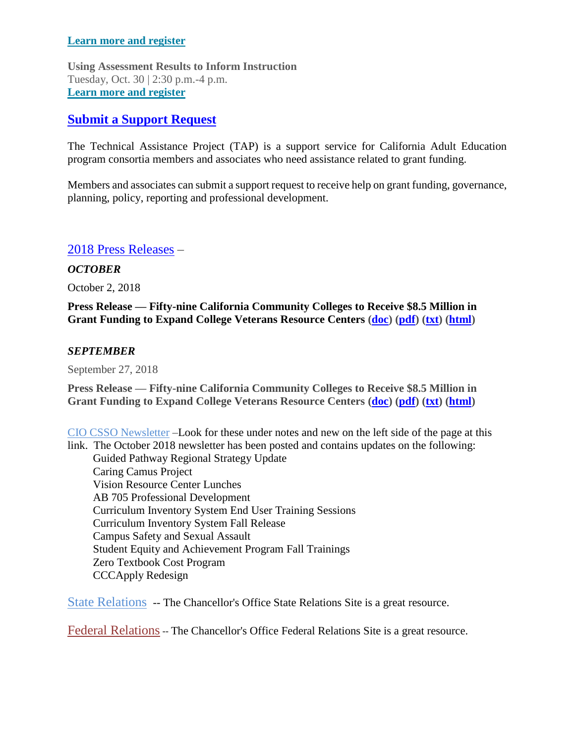**Learn more and register**

**Using Assessment Results to Inform Instruction**
Tuesday, Oct. 30 | 2:30 p.m.-4 p.m.
**Learn more and register**

## Submit a Support Request

The Technical Assistance Project (TAP) is a support service for California Adult Education program consortia members and associates who need assistance related to grant funding.

Members and associates can submit a support request to receive help on grant funding, governance, planning, policy, reporting and professional development.

2018 Press Releases –

***OCTOBER***

October 2, 2018

**Press Release — Fifty-nine California Community Colleges to Receive $8.5 Million in Grant Funding to Expand College Veterans Resource Centers (doc) (pdf) (txt) (html)**

***SEPTEMBER***

September 27, 2018

**Press Release — Fifty-nine California Community Colleges to Receive $8.5 Million in Grant Funding to Expand College Veterans Resource Centers (doc) (pdf) (txt) (html)**

CIO CSSO Newsletter –Look for these under notes and new on the left side of the page at this link. The October 2018 newsletter has been posted and contains updates on the following:

- Guided Pathway Regional Strategy Update
- Caring Camus Project
- Vision Resource Center Lunches
- AB 705 Professional Development
- Curriculum Inventory System End User Training Sessions
- Curriculum Inventory System Fall Release
- Campus Safety and Sexual Assault
- Student Equity and Achievement Program Fall Trainings
- Zero Textbook Cost Program
- CCCApply Redesign

State Relations -- The Chancellor's Office State Relations Site is a great resource.

Federal Relations -- The Chancellor's Office Federal Relations Site is a great resource.